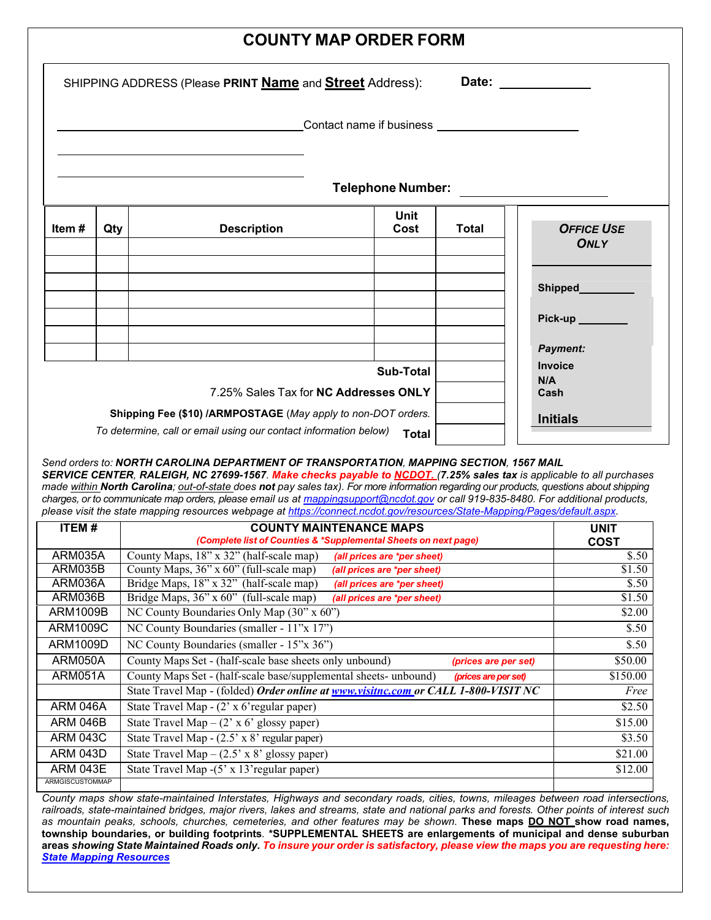# COUNTY MAP ORDER FORM

SHIPPING ADDRESS (Please **PRINT** **Name** and **Street** Address): **Date:** ____________

________________________________________ Contact name if business ____________________

________________________________________

________________________________________ **Telephone Number:** ____________________

| Item # | Qty | Description | Unit Cost | Total |
|---|---|---|---|---|
| | | | | |
| | | | | |
| | | | | |
| | | | | |
| | | | | |
| | | | | |
| | | | | |
| | | | **Sub-Total** | |
| | | | 7.25% Sales Tax for **NC Addresses ONLY** | |
| | | | **Shipping Fee ($10) /ARMPOSTAGE** (*May apply to non-DOT orders.* | |
| | | | *To determine, call or email using our contact information below)* **Total** | |

***OFFICE USE ONLY***

**Shipped** ________

**Pick-up** ________

***Payment:***

**Invoice**
**N/A**
**Cash**

**Initials**

*Send orders to:* ***NORTH CAROLINA DEPARTMENT OF TRANSPORTATION**, **MAPPING SECTION**, **1567 MAIL SERVICE CENTER**, **RALEIGH, NC 27699-1567**. **Make checks payable to NCDOT.** (**7.25% sales tax** is applicable to all purchases made within **North Carolina**; out-of-state does **not** pay sales tax). For more information regarding our products, questions about shipping charges, or to communicate map orders, please email us at mappingsupport@ncdot.gov or call 919-835-8480. For additional products, please visit the state mapping resources webpage at https://connect.ncdot.gov/resources/State-Mapping/Pages/default.aspx.*

| ITEM # | COUNTY MAINTENANCE MAPS *(Complete list of Counties & *Supplemental Sheets on next page)* | UNIT COST |
|---|---|---|
| ARM035A | County Maps, 18" x 32" (half-scale map) *(all prices are *per sheet)* | $.50 |
| ARM035B | County Maps, 36" x 60" (full-scale map) *(all prices are *per sheet)* | $1.50 |
| ARM036A | Bridge Maps, 18" x 32" (half-scale map) *(all prices are *per sheet)* | $.50 |
| ARM036B | Bridge Maps, 36" x 60" (full-scale map) *(all prices are *per sheet)* | $1.50 |
| ARM1009B | NC County Boundaries Only Map (30" x 60") | $2.00 |
| ARM1009C | NC County Boundaries (smaller - 11"x 17") | $.50 |
| ARM1009D | NC County Boundaries (smaller - 15"x 36") | $.50 |
| ARM050A | County Maps Set - (half-scale base sheets only unbound) *(prices are per set)* | $50.00 |
| ARM051A | County Maps Set - (half-scale base/supplemental sheets- unbound) *(prices are per set)* | $150.00 |
| | State Travel Map - (folded) ***Order online at www.visitnc.com or CALL 1-800-VISIT NC*** | *Free* |
| ARM 046A | State Travel Map - (2' x 6'regular paper) | $2.50 |
| ARM 046B | State Travel Map – (2' x 6' glossy paper) | $15.00 |
| ARM 043C | State Travel Map - (2.5' x 8' regular paper) | $3.50 |
| ARM 043D | State Travel Map – (2.5' x 8' glossy paper) | $21.00 |
| ARM 043E | State Travel Map -(5' x 13'regular paper) | $12.00 |
| ARMGISCUSTOMMAP | | |

*County maps show state-maintained Interstates, Highways and secondary roads, cities, towns, mileages between road intersections, railroads, state-maintained bridges, major rivers, lakes and streams, state and national parks and forests. Other points of interest such as mountain peaks, schools, churches, cemeteries, and other features may be shown.* **These maps DO NOT show road names, township boundaries, or building footprints**. ***SUPPLEMENTAL SHEETS are enlargements of municipal and dense suburban areas** ***showing State Maintained Roads only. To insure your order is satisfactory, please view the maps you are requesting here: State Mapping Resources***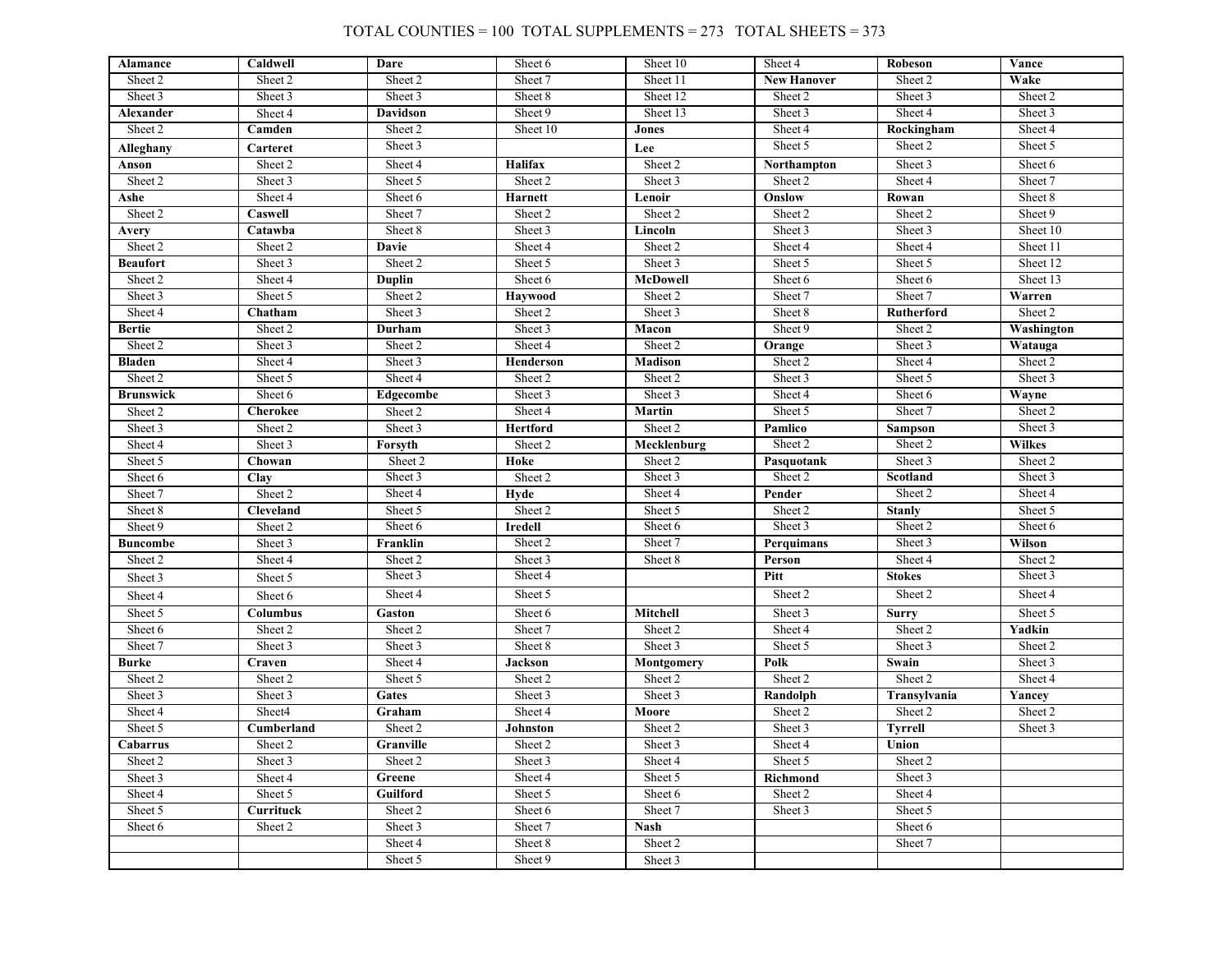TOTAL COUNTIES = 100 TOTAL SUPPLEMENTS = 273 TOTAL SHEETS = 373

| | | | | | | | |
|---|---|---|---|---|---|---|---|
| **Alamance** | **Caldwell** | **Dare** | Sheet 6 | Sheet 10 | Sheet 4 | **Robeson** | **Vance** |
| Sheet 2 | Sheet 2 | Sheet 2 | Sheet 7 | Sheet 11 | **New Hanover** | Sheet 2 | **Wake** |
| Sheet 3 | Sheet 3 | Sheet 3 | Sheet 8 | Sheet 12 | Sheet 2 | Sheet 3 | Sheet 2 |
| **Alexander** | Sheet 4 | **Davidson** | Sheet 9 | Sheet 13 | Sheet 3 | Sheet 4 | Sheet 3 |
| Sheet 2 | **Camden** | Sheet 2 | Sheet 10 | **Jones** | Sheet 4 | **Rockingham** | Sheet 4 |
| **Alleghany** | **Carteret** | Sheet 3 | | **Lee** | Sheet 5 | Sheet 2 | Sheet 5 |
| **Anson** | Sheet 2 | Sheet 4 | **Halifax** | Sheet 2 | **Northampton** | Sheet 3 | Sheet 6 |
| Sheet 2 | Sheet 3 | Sheet 5 | Sheet 2 | Sheet 3 | Sheet 2 | Sheet 4 | Sheet 7 |
| **Ashe** | Sheet 4 | Sheet 6 | **Harnett** | **Lenoir** | **Onslow** | **Rowan** | Sheet 8 |
| Sheet 2 | **Caswell** | Sheet 7 | Sheet 2 | Sheet 2 | Sheet 2 | Sheet 2 | Sheet 9 |
| **Avery** | **Catawba** | Sheet 8 | Sheet 3 | **Lincoln** | Sheet 3 | Sheet 3 | Sheet 10 |
| Sheet 2 | Sheet 2 | **Davie** | Sheet 4 | Sheet 2 | Sheet 4 | Sheet 4 | Sheet 11 |
| **Beaufort** | Sheet 3 | Sheet 2 | Sheet 5 | Sheet 3 | Sheet 5 | Sheet 5 | Sheet 12 |
| Sheet 2 | Sheet 4 | **Duplin** | Sheet 6 | **McDowell** | Sheet 6 | Sheet 6 | Sheet 13 |
| Sheet 3 | Sheet 5 | Sheet 2 | **Haywood** | Sheet 2 | Sheet 7 | Sheet 7 | **Warren** |
| Sheet 4 | **Chatham** | Sheet 3 | Sheet 2 | Sheet 3 | Sheet 8 | **Rutherford** | Sheet 2 |
| **Bertie** | Sheet 2 | **Durham** | Sheet 3 | **Macon** | Sheet 9 | Sheet 2 | **Washington** |
| Sheet 2 | Sheet 3 | Sheet 2 | Sheet 4 | Sheet 2 | **Orange** | Sheet 3 | **Watauga** |
| **Bladen** | Sheet 4 | Sheet 3 | **Henderson** | **Madison** | Sheet 2 | Sheet 4 | Sheet 2 |
| Sheet 2 | Sheet 5 | Sheet 4 | Sheet 2 | Sheet 2 | Sheet 3 | Sheet 5 | Sheet 3 |
| **Brunswick** | Sheet 6 | **Edgecombe** | Sheet 3 | Sheet 3 | Sheet 4 | Sheet 6 | **Wayne** |
| Sheet 2 | **Cherokee** | Sheet 2 | Sheet 4 | **Martin** | Sheet 5 | Sheet 7 | Sheet 2 |
| Sheet 3 | Sheet 2 | Sheet 3 | **Hertford** | Sheet 2 | **Pamlico** | **Sampson** | Sheet 3 |
| Sheet 4 | Sheet 3 | **Forsyth** | Sheet 2 | **Mecklenburg** | Sheet 2 | Sheet 2 | **Wilkes** |
| Sheet 5 | **Chowan** | Sheet 2 | **Hoke** | Sheet 2 | **Pasquotank** | Sheet 3 | Sheet 2 |
| Sheet 6 | **Clay** | Sheet 3 | Sheet 2 | Sheet 3 | Sheet 2 | **Scotland** | Sheet 3 |
| Sheet 7 | Sheet 2 | Sheet 4 | **Hyde** | Sheet 4 | **Pender** | Sheet 2 | Sheet 4 |
| Sheet 8 | **Cleveland** | Sheet 5 | Sheet 2 | Sheet 5 | Sheet 2 | **Stanly** | Sheet 5 |
| Sheet 9 | Sheet 2 | Sheet 6 | **Iredell** | Sheet 6 | Sheet 3 | Sheet 2 | Sheet 6 |
| **Buncombe** | Sheet 3 | **Franklin** | Sheet 2 | Sheet 7 | **Perquimans** | Sheet 3 | **Wilson** |
| Sheet 2 | Sheet 4 | Sheet 2 | Sheet 3 | Sheet 8 | **Person** | Sheet 4 | Sheet 2 |
| Sheet 3 | Sheet 5 | Sheet 3 | Sheet 4 | | **Pitt** | **Stokes** | Sheet 3 |
| Sheet 4 | Sheet 6 | Sheet 4 | Sheet 5 | | Sheet 2 | Sheet 2 | Sheet 4 |
| Sheet 5 | **Columbus** | **Gaston** | Sheet 6 | **Mitchell** | Sheet 3 | **Surry** | Sheet 5 |
| Sheet 6 | Sheet 2 | Sheet 2 | Sheet 7 | Sheet 2 | Sheet 4 | Sheet 2 | **Yadkin** |
| Sheet 7 | Sheet 3 | Sheet 3 | Sheet 8 | Sheet 3 | Sheet 5 | Sheet 3 | Sheet 2 |
| **Burke** | **Craven** | Sheet 4 | **Jackson** | **Montgomery** | **Polk** | **Swain** | Sheet 3 |
| Sheet 2 | Sheet 2 | Sheet 5 | Sheet 2 | Sheet 2 | Sheet 2 | Sheet 2 | Sheet 4 |
| Sheet 3 | Sheet 3 | **Gates** | Sheet 3 | Sheet 3 | **Randolph** | **Transylvania** | **Yancey** |
| Sheet 4 | Sheet4 | **Graham** | Sheet 4 | **Moore** | Sheet 2 | Sheet 2 | Sheet 2 |
| Sheet 5 | **Cumberland** | Sheet 2 | **Johnston** | Sheet 2 | Sheet 3 | **Tyrrell** | Sheet 3 |
| **Cabarrus** | Sheet 2 | **Granville** | Sheet 2 | Sheet 3 | Sheet 4 | **Union** | |
| Sheet 2 | Sheet 3 | Sheet 2 | Sheet 3 | Sheet 4 | Sheet 5 | Sheet 2 | |
| Sheet 3 | Sheet 4 | **Greene** | Sheet 4 | Sheet 5 | **Richmond** | Sheet 3 | |
| Sheet 4 | Sheet 5 | **Guilford** | Sheet 5 | Sheet 6 | Sheet 2 | Sheet 4 | |
| Sheet 5 | **Currituck** | Sheet 2 | Sheet 6 | Sheet 7 | Sheet 3 | Sheet 5 | |
| Sheet 6 | Sheet 2 | Sheet 3 | Sheet 7 | **Nash** | | Sheet 6 | |
| | | Sheet 4 | Sheet 8 | Sheet 2 | | Sheet 7 | |
| | | Sheet 5 | Sheet 9 | Sheet 3 | | | |